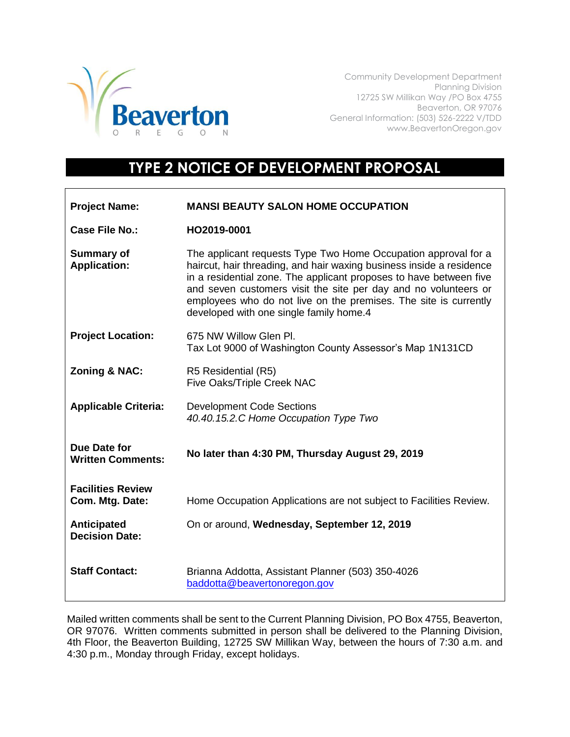Community Development Department
Planning Division
12725 SW Millikan Way /PO Box 4755
Beaverton, OR 97076
General Information: (503) 526-2222 V/TDD
www.BeavertonOregon.gov

# TYPE 2 NOTICE OF DEVELOPMENT PROPOSAL

| | |
|---|---|
| **Project Name:** | **MANSI BEAUTY SALON HOME OCCUPATION** |
| **Case File No.:** | **HO2019-0001** |
| **Summary of Application:** | The applicant requests Type Two Home Occupation approval for a haircut, hair threading, and hair waxing business inside a residence in a residential zone. The applicant proposes to have between five and seven customers visit the site per day and no volunteers or employees who do not live on the premises. The site is currently developed with one single family home.4 |
| **Project Location:** | 675 NW Willow Glen Pl.<br>Tax Lot 9000 of Washington County Assessor's Map 1N131CD |
| **Zoning & NAC:** | R5 Residential (R5)<br>Five Oaks/Triple Creek NAC |
| **Applicable Criteria:** | Development Code Sections<br>*40.40.15.2.C Home Occupation Type Two* |
| **Due Date for Written Comments:** | **No later than 4:30 PM, Thursday August 29, 2019** |
| **Facilities Review Com. Mtg. Date:** | Home Occupation Applications are not subject to Facilities Review. |
| **Anticipated Decision Date:** | On or around, **Wednesday, September 12, 2019** |
| **Staff Contact:** | Brianna Addotta, Assistant Planner (503) 350-4026<br>baddotta@beavertonoregon.gov |

Mailed written comments shall be sent to the Current Planning Division, PO Box 4755, Beaverton, OR 97076. Written comments submitted in person shall be delivered to the Planning Division, 4th Floor, the Beaverton Building, 12725 SW Millikan Way, between the hours of 7:30 a.m. and 4:30 p.m., Monday through Friday, except holidays.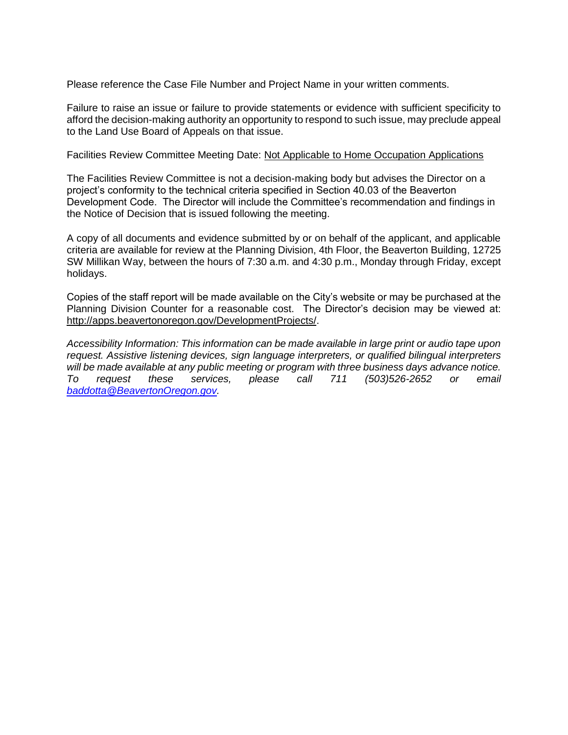Please reference the Case File Number and Project Name in your written comments.

Failure to raise an issue or failure to provide statements or evidence with sufficient specificity to afford the decision-making authority an opportunity to respond to such issue, may preclude appeal to the Land Use Board of Appeals on that issue.

Facilities Review Committee Meeting Date: Not Applicable to Home Occupation Applications

The Facilities Review Committee is not a decision-making body but advises the Director on a project's conformity to the technical criteria specified in Section 40.03 of the Beaverton Development Code. The Director will include the Committee's recommendation and findings in the Notice of Decision that is issued following the meeting.

A copy of all documents and evidence submitted by or on behalf of the applicant, and applicable criteria are available for review at the Planning Division, 4th Floor, the Beaverton Building, 12725 SW Millikan Way, between the hours of 7:30 a.m. and 4:30 p.m., Monday through Friday, except holidays.

Copies of the staff report will be made available on the City's website or may be purchased at the Planning Division Counter for a reasonable cost. The Director's decision may be viewed at: http://apps.beavertonoregon.gov/DevelopmentProjects/.

*Accessibility Information: This information can be made available in large print or audio tape upon request. Assistive listening devices, sign language interpreters, or qualified bilingual interpreters will be made available at any public meeting or program with three business days advance notice. To request these services, please call 711 (503)526-2652 or email baddotta@BeavertonOregon.gov.*